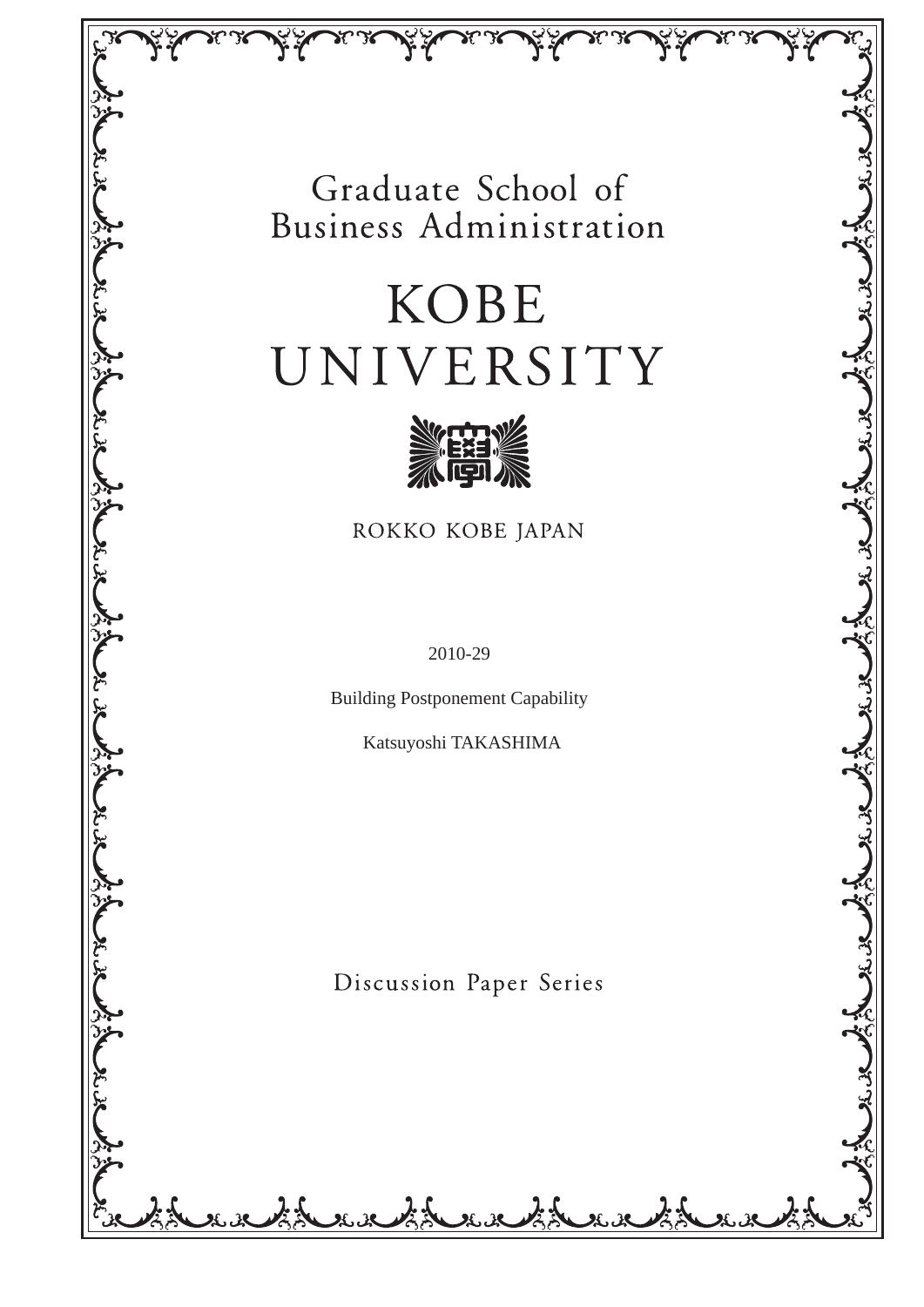Graduate School of
Business Administration

# KOBE UNIVERSITY

ROKKO KOBE JAPAN

2010-29

Building Postponement Capability

Katsuyoshi TAKASHIMA

Discussion Paper Series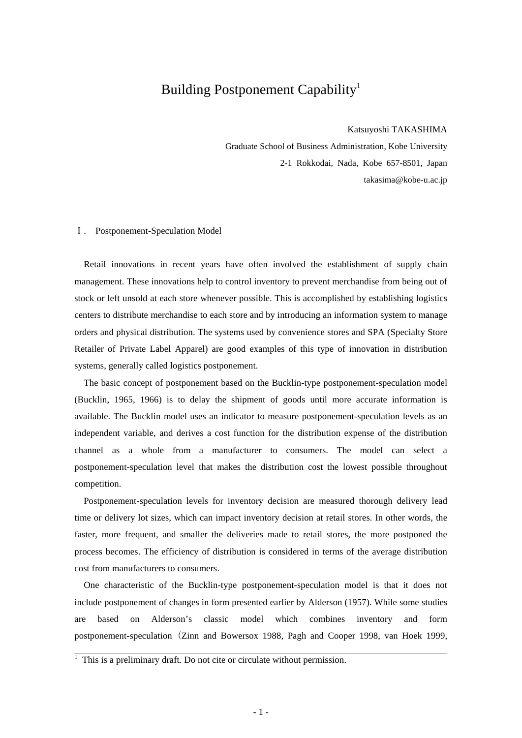# Building Postponement Capability[1]

Katsuyoshi TAKASHIMA

Graduate School of Business Administration, Kobe University

2-1 Rokkodai, Nada, Kobe 657-8501, Japan

takasima@kobe-u.ac.jp

## Ⅰ. Postponement-Speculation Model

Retail innovations in recent years have often involved the establishment of supply chain management. These innovations help to control inventory to prevent merchandise from being out of stock or left unsold at each store whenever possible. This is accomplished by establishing logistics centers to distribute merchandise to each store and by introducing an information system to manage orders and physical distribution. The systems used by convenience stores and SPA (Specialty Store Retailer of Private Label Apparel) are good examples of this type of innovation in distribution systems, generally called logistics postponement.

The basic concept of postponement based on the Bucklin-type postponement-speculation model (Bucklin, 1965, 1966) is to delay the shipment of goods until more accurate information is available. The Bucklin model uses an indicator to measure postponement-speculation levels as an independent variable, and derives a cost function for the distribution expense of the distribution channel as a whole from a manufacturer to consumers. The model can select a postponement-speculation level that makes the distribution cost the lowest possible throughout competition.

Postponement-speculation levels for inventory decision are measured thorough delivery lead time or delivery lot sizes, which can impact inventory decision at retail stores. In other words, the faster, more frequent, and smaller the deliveries made to retail stores, the more postponed the process becomes. The efficiency of distribution is considered in terms of the average distribution cost from manufacturers to consumers.

One characteristic of the Bucklin-type postponement-speculation model is that it does not include postponement of changes in form presented earlier by Alderson (1957). While some studies are based on Alderson's classic model which combines inventory and form postponement-speculation（Zinn and Bowersox 1988, Pagh and Cooper 1998, van Hoek 1999,

[1] This is a preliminary draft. Do not cite or circulate without permission.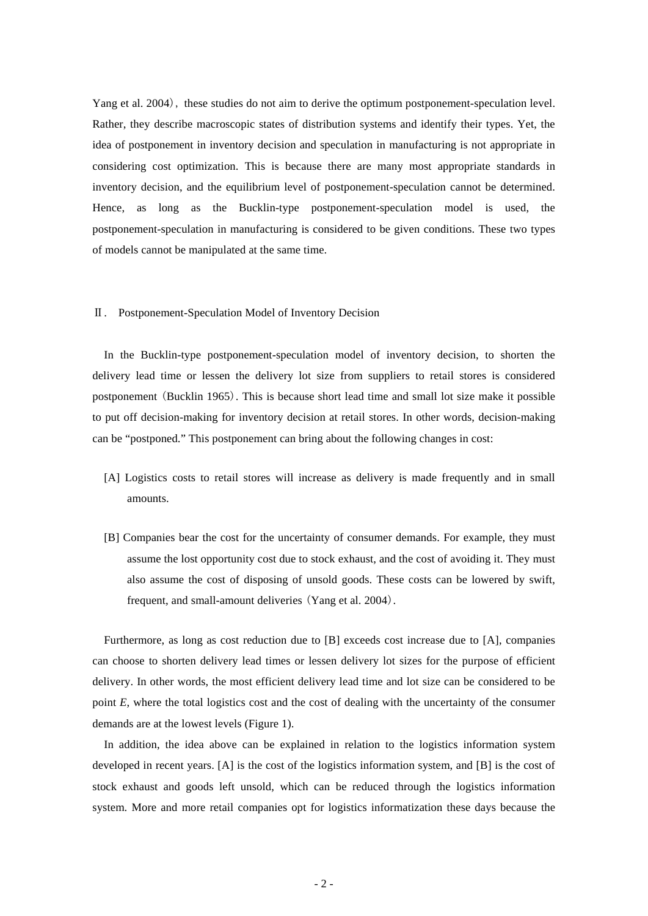Yang et al. 2004), these studies do not aim to derive the optimum postponement-speculation level. Rather, they describe macroscopic states of distribution systems and identify their types. Yet, the idea of postponement in inventory decision and speculation in manufacturing is not appropriate in considering cost optimization. This is because there are many most appropriate standards in inventory decision, and the equilibrium level of postponement-speculation cannot be determined. Hence, as long as the Bucklin-type postponement-speculation model is used, the postponement-speculation in manufacturing is considered to be given conditions. These two types of models cannot be manipulated at the same time.

## Ⅱ. Postponement-Speculation Model of Inventory Decision

In the Bucklin-type postponement-speculation model of inventory decision, to shorten the delivery lead time or lessen the delivery lot size from suppliers to retail stores is considered postponement (Bucklin 1965). This is because short lead time and small lot size make it possible to put off decision-making for inventory decision at retail stores. In other words, decision-making can be "postponed." This postponement can bring about the following changes in cost:

[A] Logistics costs to retail stores will increase as delivery is made frequently and in small amounts.

[B] Companies bear the cost for the uncertainty of consumer demands. For example, they must assume the lost opportunity cost due to stock exhaust, and the cost of avoiding it. They must also assume the cost of disposing of unsold goods. These costs can be lowered by swift, frequent, and small-amount deliveries (Yang et al. 2004).

Furthermore, as long as cost reduction due to [B] exceeds cost increase due to [A], companies can choose to shorten delivery lead times or lessen delivery lot sizes for the purpose of efficient delivery. In other words, the most efficient delivery lead time and lot size can be considered to be point *E*, where the total logistics cost and the cost of dealing with the uncertainty of the consumer demands are at the lowest levels (Figure 1).

In addition, the idea above can be explained in relation to the logistics information system developed in recent years. [A] is the cost of the logistics information system, and [B] is the cost of stock exhaust and goods left unsold, which can be reduced through the logistics information system. More and more retail companies opt for logistics informatization these days because the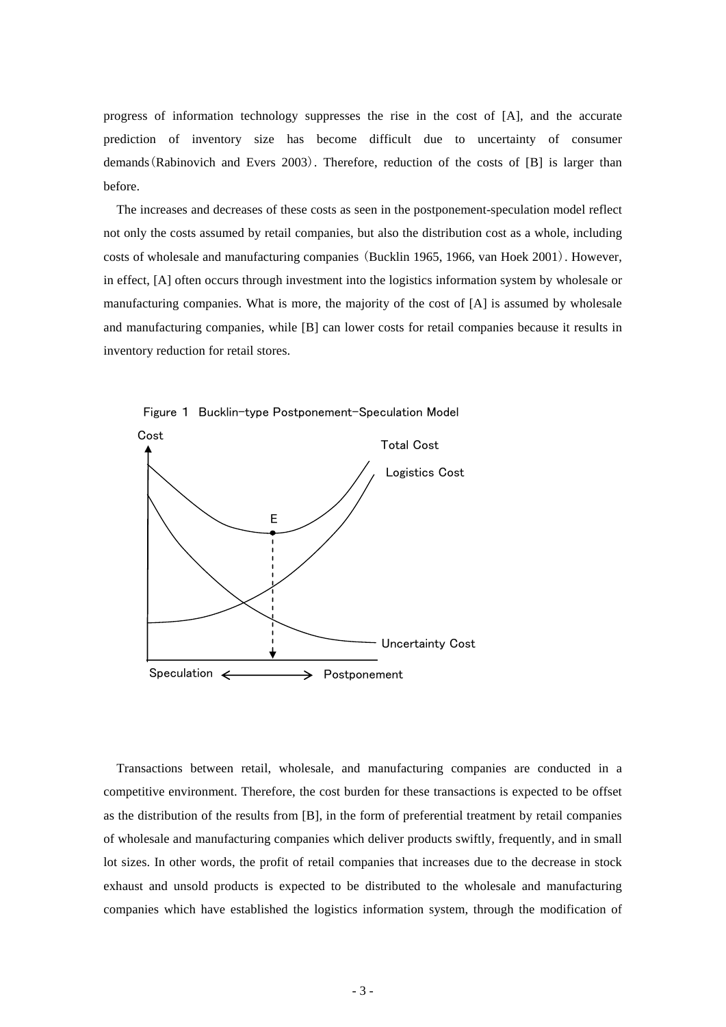progress of information technology suppresses the rise in the cost of [A], and the accurate prediction of inventory size has become difficult due to uncertainty of consumer demands (Rabinovich and Evers 2003). Therefore, reduction of the costs of [B] is larger than before.

The increases and decreases of these costs as seen in the postponement-speculation model reflect not only the costs assumed by retail companies, but also the distribution cost as a whole, including costs of wholesale and manufacturing companies (Bucklin 1965, 1966, van Hoek 2001). However, in effect, [A] often occurs through investment into the logistics information system by wholesale or manufacturing companies. What is more, the majority of the cost of [A] is assumed by wholesale and manufacturing companies, while [B] can lower costs for retail companies because it results in inventory reduction for retail stores.

Figure 1 Bucklin-type Postponement-Speculation Model

Cost

Total Cost

Logistics Cost

E

Uncertainty Cost

Speculation ⟷ Postponement

Transactions between retail, wholesale, and manufacturing companies are conducted in a competitive environment. Therefore, the cost burden for these transactions is expected to be offset as the distribution of the results from [B], in the form of preferential treatment by retail companies of wholesale and manufacturing companies which deliver products swiftly, frequently, and in small lot sizes. In other words, the profit of retail companies that increases due to the decrease in stock exhaust and unsold products is expected to be distributed to the wholesale and manufacturing companies which have established the logistics information system, through the modification of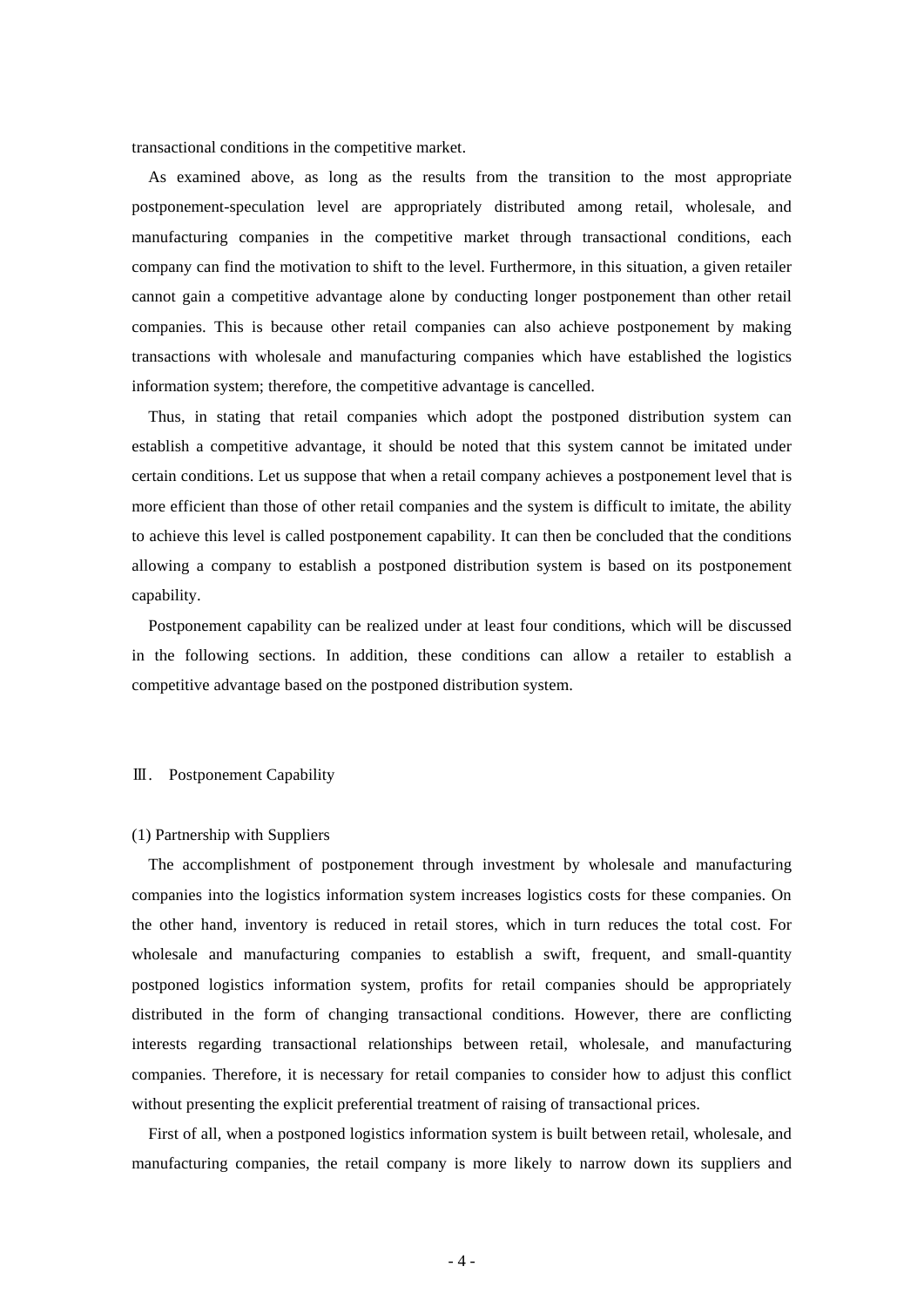transactional conditions in the competitive market.

As examined above, as long as the results from the transition to the most appropriate postponement-speculation level are appropriately distributed among retail, wholesale, and manufacturing companies in the competitive market through transactional conditions, each company can find the motivation to shift to the level. Furthermore, in this situation, a given retailer cannot gain a competitive advantage alone by conducting longer postponement than other retail companies. This is because other retail companies can also achieve postponement by making transactions with wholesale and manufacturing companies which have established the logistics information system; therefore, the competitive advantage is cancelled.

Thus, in stating that retail companies which adopt the postponed distribution system can establish a competitive advantage, it should be noted that this system cannot be imitated under certain conditions. Let us suppose that when a retail company achieves a postponement level that is more efficient than those of other retail companies and the system is difficult to imitate, the ability to achieve this level is called postponement capability. It can then be concluded that the conditions allowing a company to establish a postponed distribution system is based on its postponement capability.

Postponement capability can be realized under at least four conditions, which will be discussed in the following sections. In addition, these conditions can allow a retailer to establish a competitive advantage based on the postponed distribution system.

## Ⅲ. Postponement Capability

### (1) Partnership with Suppliers

The accomplishment of postponement through investment by wholesale and manufacturing companies into the logistics information system increases logistics costs for these companies. On the other hand, inventory is reduced in retail stores, which in turn reduces the total cost. For wholesale and manufacturing companies to establish a swift, frequent, and small-quantity postponed logistics information system, profits for retail companies should be appropriately distributed in the form of changing transactional conditions. However, there are conflicting interests regarding transactional relationships between retail, wholesale, and manufacturing companies. Therefore, it is necessary for retail companies to consider how to adjust this conflict without presenting the explicit preferential treatment of raising of transactional prices.

First of all, when a postponed logistics information system is built between retail, wholesale, and manufacturing companies, the retail company is more likely to narrow down its suppliers and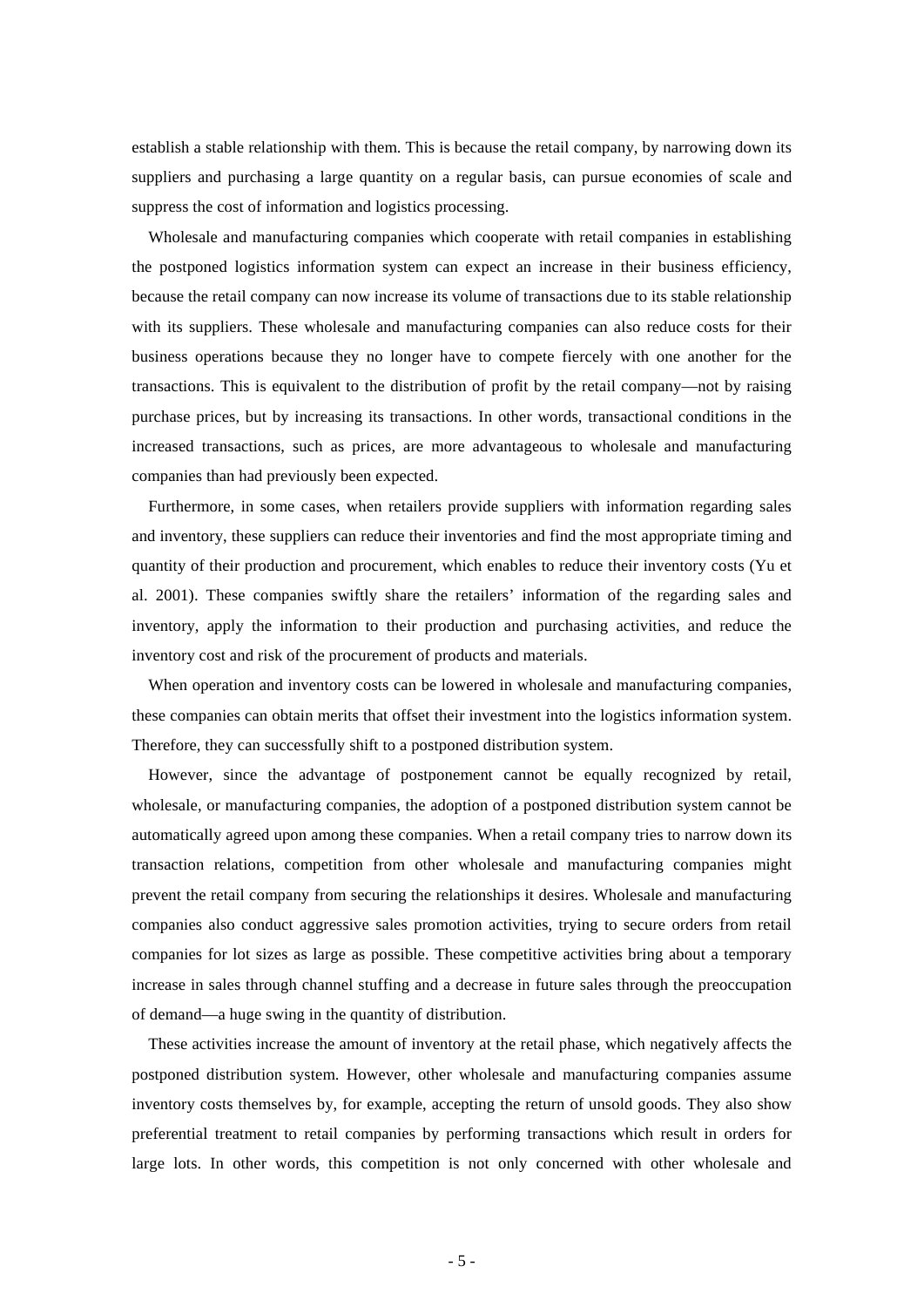establish a stable relationship with them. This is because the retail company, by narrowing down its suppliers and purchasing a large quantity on a regular basis, can pursue economies of scale and suppress the cost of information and logistics processing.

Wholesale and manufacturing companies which cooperate with retail companies in establishing the postponed logistics information system can expect an increase in their business efficiency, because the retail company can now increase its volume of transactions due to its stable relationship with its suppliers. These wholesale and manufacturing companies can also reduce costs for their business operations because they no longer have to compete fiercely with one another for the transactions. This is equivalent to the distribution of profit by the retail company—not by raising purchase prices, but by increasing its transactions. In other words, transactional conditions in the increased transactions, such as prices, are more advantageous to wholesale and manufacturing companies than had previously been expected.

Furthermore, in some cases, when retailers provide suppliers with information regarding sales and inventory, these suppliers can reduce their inventories and find the most appropriate timing and quantity of their production and procurement, which enables to reduce their inventory costs (Yu et al. 2001). These companies swiftly share the retailers' information of the regarding sales and inventory, apply the information to their production and purchasing activities, and reduce the inventory cost and risk of the procurement of products and materials.

When operation and inventory costs can be lowered in wholesale and manufacturing companies, these companies can obtain merits that offset their investment into the logistics information system. Therefore, they can successfully shift to a postponed distribution system.

However, since the advantage of postponement cannot be equally recognized by retail, wholesale, or manufacturing companies, the adoption of a postponed distribution system cannot be automatically agreed upon among these companies. When a retail company tries to narrow down its transaction relations, competition from other wholesale and manufacturing companies might prevent the retail company from securing the relationships it desires. Wholesale and manufacturing companies also conduct aggressive sales promotion activities, trying to secure orders from retail companies for lot sizes as large as possible. These competitive activities bring about a temporary increase in sales through channel stuffing and a decrease in future sales through the preoccupation of demand—a huge swing in the quantity of distribution.

These activities increase the amount of inventory at the retail phase, which negatively affects the postponed distribution system. However, other wholesale and manufacturing companies assume inventory costs themselves by, for example, accepting the return of unsold goods. They also show preferential treatment to retail companies by performing transactions which result in orders for large lots. In other words, this competition is not only concerned with other wholesale and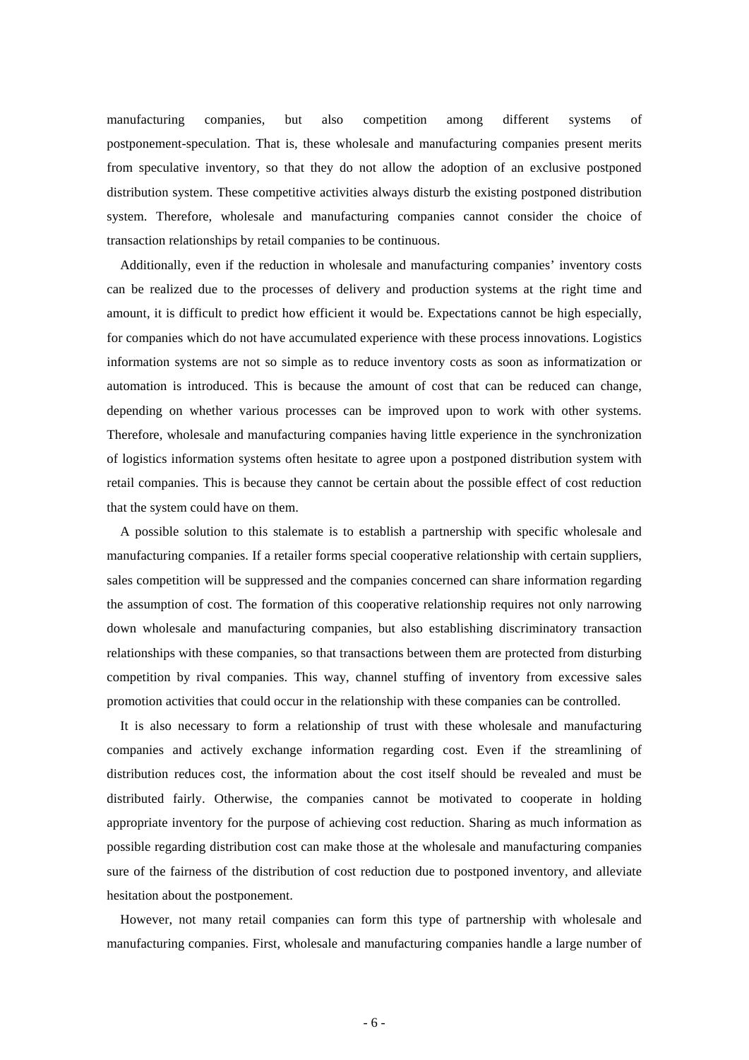manufacturing companies, but also competition among different systems of postponement-speculation. That is, these wholesale and manufacturing companies present merits from speculative inventory, so that they do not allow the adoption of an exclusive postponed distribution system. These competitive activities always disturb the existing postponed distribution system. Therefore, wholesale and manufacturing companies cannot consider the choice of transaction relationships by retail companies to be continuous.

Additionally, even if the reduction in wholesale and manufacturing companies' inventory costs can be realized due to the processes of delivery and production systems at the right time and amount, it is difficult to predict how efficient it would be. Expectations cannot be high especially, for companies which do not have accumulated experience with these process innovations. Logistics information systems are not so simple as to reduce inventory costs as soon as informatization or automation is introduced. This is because the amount of cost that can be reduced can change, depending on whether various processes can be improved upon to work with other systems. Therefore, wholesale and manufacturing companies having little experience in the synchronization of logistics information systems often hesitate to agree upon a postponed distribution system with retail companies. This is because they cannot be certain about the possible effect of cost reduction that the system could have on them.

A possible solution to this stalemate is to establish a partnership with specific wholesale and manufacturing companies. If a retailer forms special cooperative relationship with certain suppliers, sales competition will be suppressed and the companies concerned can share information regarding the assumption of cost. The formation of this cooperative relationship requires not only narrowing down wholesale and manufacturing companies, but also establishing discriminatory transaction relationships with these companies, so that transactions between them are protected from disturbing competition by rival companies. This way, channel stuffing of inventory from excessive sales promotion activities that could occur in the relationship with these companies can be controlled.

It is also necessary to form a relationship of trust with these wholesale and manufacturing companies and actively exchange information regarding cost. Even if the streamlining of distribution reduces cost, the information about the cost itself should be revealed and must be distributed fairly. Otherwise, the companies cannot be motivated to cooperate in holding appropriate inventory for the purpose of achieving cost reduction. Sharing as much information as possible regarding distribution cost can make those at the wholesale and manufacturing companies sure of the fairness of the distribution of cost reduction due to postponed inventory, and alleviate hesitation about the postponement.

However, not many retail companies can form this type of partnership with wholesale and manufacturing companies. First, wholesale and manufacturing companies handle a large number of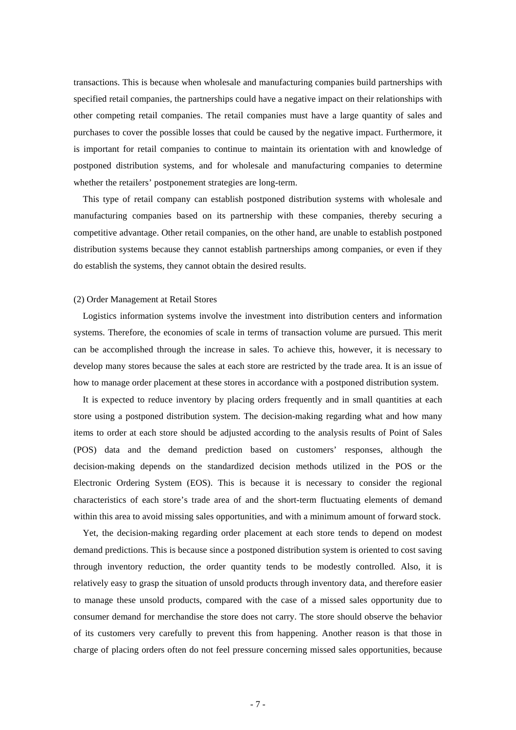transactions. This is because when wholesale and manufacturing companies build partnerships with specified retail companies, the partnerships could have a negative impact on their relationships with other competing retail companies. The retail companies must have a large quantity of sales and purchases to cover the possible losses that could be caused by the negative impact. Furthermore, it is important for retail companies to continue to maintain its orientation with and knowledge of postponed distribution systems, and for wholesale and manufacturing companies to determine whether the retailers' postponement strategies are long-term.

This type of retail company can establish postponed distribution systems with wholesale and manufacturing companies based on its partnership with these companies, thereby securing a competitive advantage. Other retail companies, on the other hand, are unable to establish postponed distribution systems because they cannot establish partnerships among companies, or even if they do establish the systems, they cannot obtain the desired results.

(2) Order Management at Retail Stores

Logistics information systems involve the investment into distribution centers and information systems. Therefore, the economies of scale in terms of transaction volume are pursued. This merit can be accomplished through the increase in sales. To achieve this, however, it is necessary to develop many stores because the sales at each store are restricted by the trade area. It is an issue of how to manage order placement at these stores in accordance with a postponed distribution system.

It is expected to reduce inventory by placing orders frequently and in small quantities at each store using a postponed distribution system. The decision-making regarding what and how many items to order at each store should be adjusted according to the analysis results of Point of Sales (POS) data and the demand prediction based on customers' responses, although the decision-making depends on the standardized decision methods utilized in the POS or the Electronic Ordering System (EOS). This is because it is necessary to consider the regional characteristics of each store's trade area of and the short-term fluctuating elements of demand within this area to avoid missing sales opportunities, and with a minimum amount of forward stock.

Yet, the decision-making regarding order placement at each store tends to depend on modest demand predictions. This is because since a postponed distribution system is oriented to cost saving through inventory reduction, the order quantity tends to be modestly controlled. Also, it is relatively easy to grasp the situation of unsold products through inventory data, and therefore easier to manage these unsold products, compared with the case of a missed sales opportunity due to consumer demand for merchandise the store does not carry. The store should observe the behavior of its customers very carefully to prevent this from happening. Another reason is that those in charge of placing orders often do not feel pressure concerning missed sales opportunities, because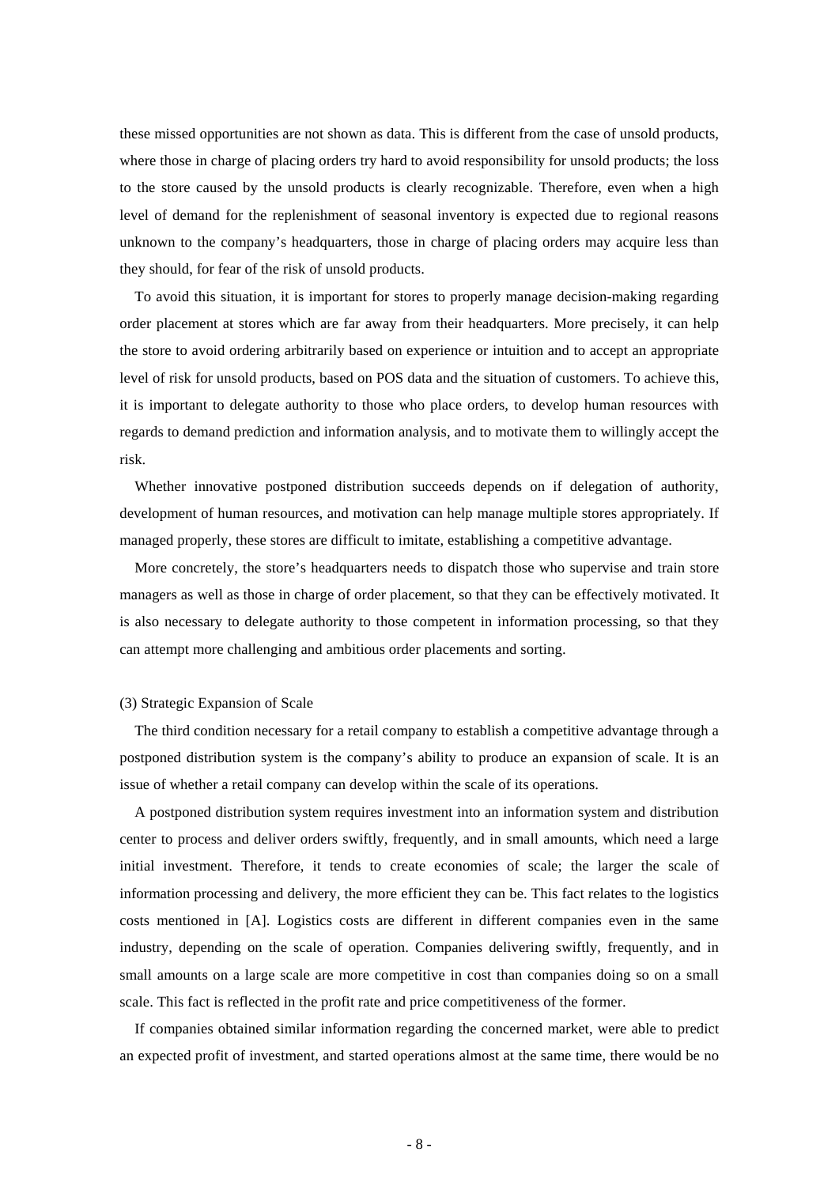these missed opportunities are not shown as data. This is different from the case of unsold products, where those in charge of placing orders try hard to avoid responsibility for unsold products; the loss to the store caused by the unsold products is clearly recognizable. Therefore, even when a high level of demand for the replenishment of seasonal inventory is expected due to regional reasons unknown to the company's headquarters, those in charge of placing orders may acquire less than they should, for fear of the risk of unsold products.

To avoid this situation, it is important for stores to properly manage decision-making regarding order placement at stores which are far away from their headquarters. More precisely, it can help the store to avoid ordering arbitrarily based on experience or intuition and to accept an appropriate level of risk for unsold products, based on POS data and the situation of customers. To achieve this, it is important to delegate authority to those who place orders, to develop human resources with regards to demand prediction and information analysis, and to motivate them to willingly accept the risk.

Whether innovative postponed distribution succeeds depends on if delegation of authority, development of human resources, and motivation can help manage multiple stores appropriately. If managed properly, these stores are difficult to imitate, establishing a competitive advantage.

More concretely, the store's headquarters needs to dispatch those who supervise and train store managers as well as those in charge of order placement, so that they can be effectively motivated. It is also necessary to delegate authority to those competent in information processing, so that they can attempt more challenging and ambitious order placements and sorting.

### (3) Strategic Expansion of Scale

The third condition necessary for a retail company to establish a competitive advantage through a postponed distribution system is the company's ability to produce an expansion of scale. It is an issue of whether a retail company can develop within the scale of its operations.

A postponed distribution system requires investment into an information system and distribution center to process and deliver orders swiftly, frequently, and in small amounts, which need a large initial investment. Therefore, it tends to create economies of scale; the larger the scale of information processing and delivery, the more efficient they can be. This fact relates to the logistics costs mentioned in [A]. Logistics costs are different in different companies even in the same industry, depending on the scale of operation. Companies delivering swiftly, frequently, and in small amounts on a large scale are more competitive in cost than companies doing so on a small scale. This fact is reflected in the profit rate and price competitiveness of the former.

If companies obtained similar information regarding the concerned market, were able to predict an expected profit of investment, and started operations almost at the same time, there would be no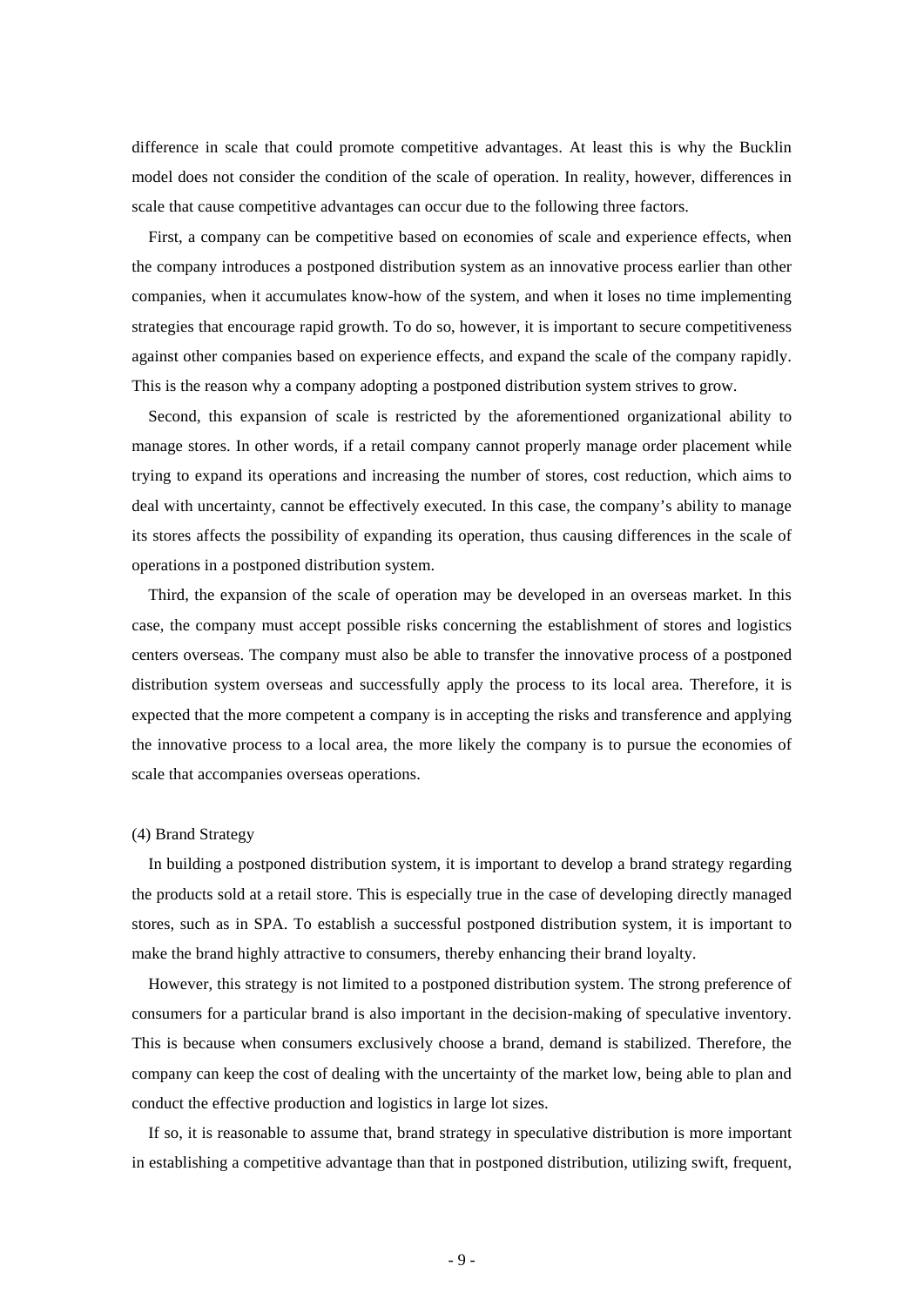difference in scale that could promote competitive advantages. At least this is why the Bucklin model does not consider the condition of the scale of operation. In reality, however, differences in scale that cause competitive advantages can occur due to the following three factors.

First, a company can be competitive based on economies of scale and experience effects, when the company introduces a postponed distribution system as an innovative process earlier than other companies, when it accumulates know-how of the system, and when it loses no time implementing strategies that encourage rapid growth. To do so, however, it is important to secure competitiveness against other companies based on experience effects, and expand the scale of the company rapidly. This is the reason why a company adopting a postponed distribution system strives to grow.

Second, this expansion of scale is restricted by the aforementioned organizational ability to manage stores. In other words, if a retail company cannot properly manage order placement while trying to expand its operations and increasing the number of stores, cost reduction, which aims to deal with uncertainty, cannot be effectively executed. In this case, the company's ability to manage its stores affects the possibility of expanding its operation, thus causing differences in the scale of operations in a postponed distribution system.

Third, the expansion of the scale of operation may be developed in an overseas market. In this case, the company must accept possible risks concerning the establishment of stores and logistics centers overseas. The company must also be able to transfer the innovative process of a postponed distribution system overseas and successfully apply the process to its local area. Therefore, it is expected that the more competent a company is in accepting the risks and transference and applying the innovative process to a local area, the more likely the company is to pursue the economies of scale that accompanies overseas operations.

### (4) Brand Strategy

In building a postponed distribution system, it is important to develop a brand strategy regarding the products sold at a retail store. This is especially true in the case of developing directly managed stores, such as in SPA. To establish a successful postponed distribution system, it is important to make the brand highly attractive to consumers, thereby enhancing their brand loyalty.

However, this strategy is not limited to a postponed distribution system. The strong preference of consumers for a particular brand is also important in the decision-making of speculative inventory. This is because when consumers exclusively choose a brand, demand is stabilized. Therefore, the company can keep the cost of dealing with the uncertainty of the market low, being able to plan and conduct the effective production and logistics in large lot sizes.

If so, it is reasonable to assume that, brand strategy in speculative distribution is more important in establishing a competitive advantage than that in postponed distribution, utilizing swift, frequent,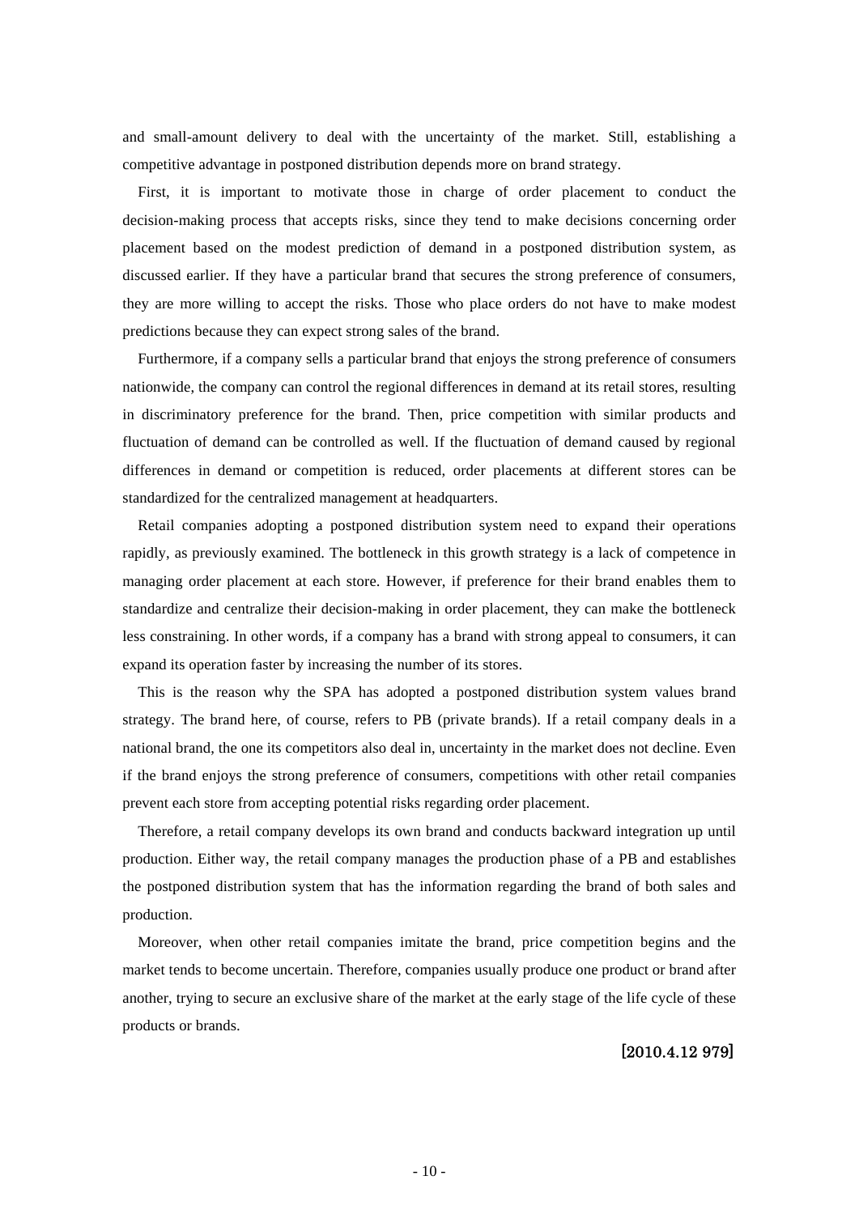and small-amount delivery to deal with the uncertainty of the market. Still, establishing a competitive advantage in postponed distribution depends more on brand strategy.

First, it is important to motivate those in charge of order placement to conduct the decision-making process that accepts risks, since they tend to make decisions concerning order placement based on the modest prediction of demand in a postponed distribution system, as discussed earlier. If they have a particular brand that secures the strong preference of consumers, they are more willing to accept the risks. Those who place orders do not have to make modest predictions because they can expect strong sales of the brand.

Furthermore, if a company sells a particular brand that enjoys the strong preference of consumers nationwide, the company can control the regional differences in demand at its retail stores, resulting in discriminatory preference for the brand. Then, price competition with similar products and fluctuation of demand can be controlled as well. If the fluctuation of demand caused by regional differences in demand or competition is reduced, order placements at different stores can be standardized for the centralized management at headquarters.

Retail companies adopting a postponed distribution system need to expand their operations rapidly, as previously examined. The bottleneck in this growth strategy is a lack of competence in managing order placement at each store. However, if preference for their brand enables them to standardize and centralize their decision-making in order placement, they can make the bottleneck less constraining. In other words, if a company has a brand with strong appeal to consumers, it can expand its operation faster by increasing the number of its stores.

This is the reason why the SPA has adopted a postponed distribution system values brand strategy. The brand here, of course, refers to PB (private brands). If a retail company deals in a national brand, the one its competitors also deal in, uncertainty in the market does not decline. Even if the brand enjoys the strong preference of consumers, competitions with other retail companies prevent each store from accepting potential risks regarding order placement.

Therefore, a retail company develops its own brand and conducts backward integration up until production. Either way, the retail company manages the production phase of a PB and establishes the postponed distribution system that has the information regarding the brand of both sales and production.

Moreover, when other retail companies imitate the brand, price competition begins and the market tends to become uncertain. Therefore, companies usually produce one product or brand after another, trying to secure an exclusive share of the market at the early stage of the life cycle of these products or brands.

[2010.4.12 979]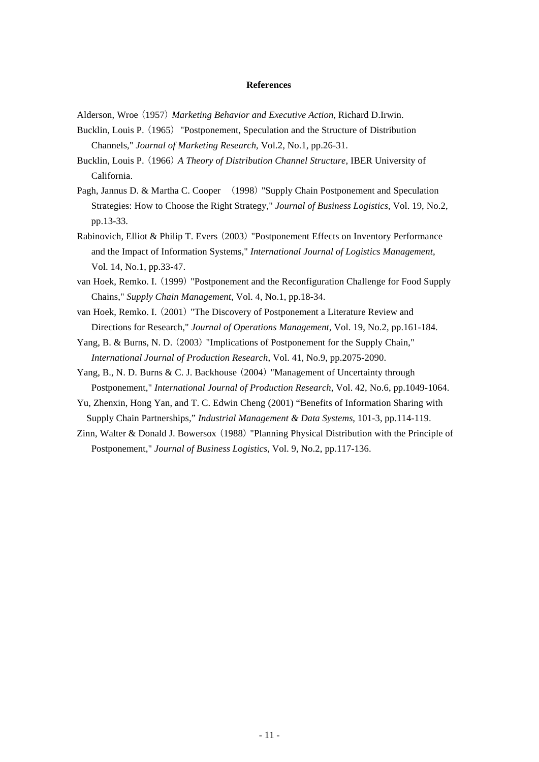**References**

Alderson, Wroe（1957）*Marketing Behavior and Executive Action*, Richard D.Irwin.

Bucklin, Louis P.（1965）"Postponement, Speculation and the Structure of Distribution Channels," *Journal of Marketing Research*, Vol.2, No.1, pp.26-31.

Bucklin, Louis P.（1966）*A Theory of Distribution Channel Structure*, IBER University of California.

Pagh, Jannus D. & Martha C. Cooper　（1998）"Supply Chain Postponement and Speculation Strategies: How to Choose the Right Strategy," *Journal of Business Logistics*, Vol. 19, No.2, pp.13-33.

Rabinovich, Elliot & Philip T. Evers（2003）"Postponement Effects on Inventory Performance and the Impact of Information Systems," *International Journal of Logistics Management*, Vol. 14, No.1, pp.33-47.

van Hoek, Remko. I.（1999）"Postponement and the Reconfiguration Challenge for Food Supply Chains," *Supply Chain Management*, Vol. 4, No.1, pp.18-34.

van Hoek, Remko. I.（2001）"The Discovery of Postponement a Literature Review and Directions for Research," *Journal of Operations Management*, Vol. 19, No.2, pp.161-184.

Yang, B. & Burns, N. D.（2003）"Implications of Postponement for the Supply Chain," *International Journal of Production Research*, Vol. 41, No.9, pp.2075-2090.

Yang, B., N. D. Burns & C. J. Backhouse（2004）"Management of Uncertainty through Postponement," *International Journal of Production Research*, Vol. 42, No.6, pp.1049-1064.

Yu, Zhenxin, Hong Yan, and T. C. Edwin Cheng (2001) "Benefits of Information Sharing with Supply Chain Partnerships," *Industrial Management & Data Systems*, 101-3, pp.114-119.

Zinn, Walter & Donald J. Bowersox（1988）"Planning Physical Distribution with the Principle of Postponement," *Journal of Business Logistics*, Vol. 9, No.2, pp.117-136.